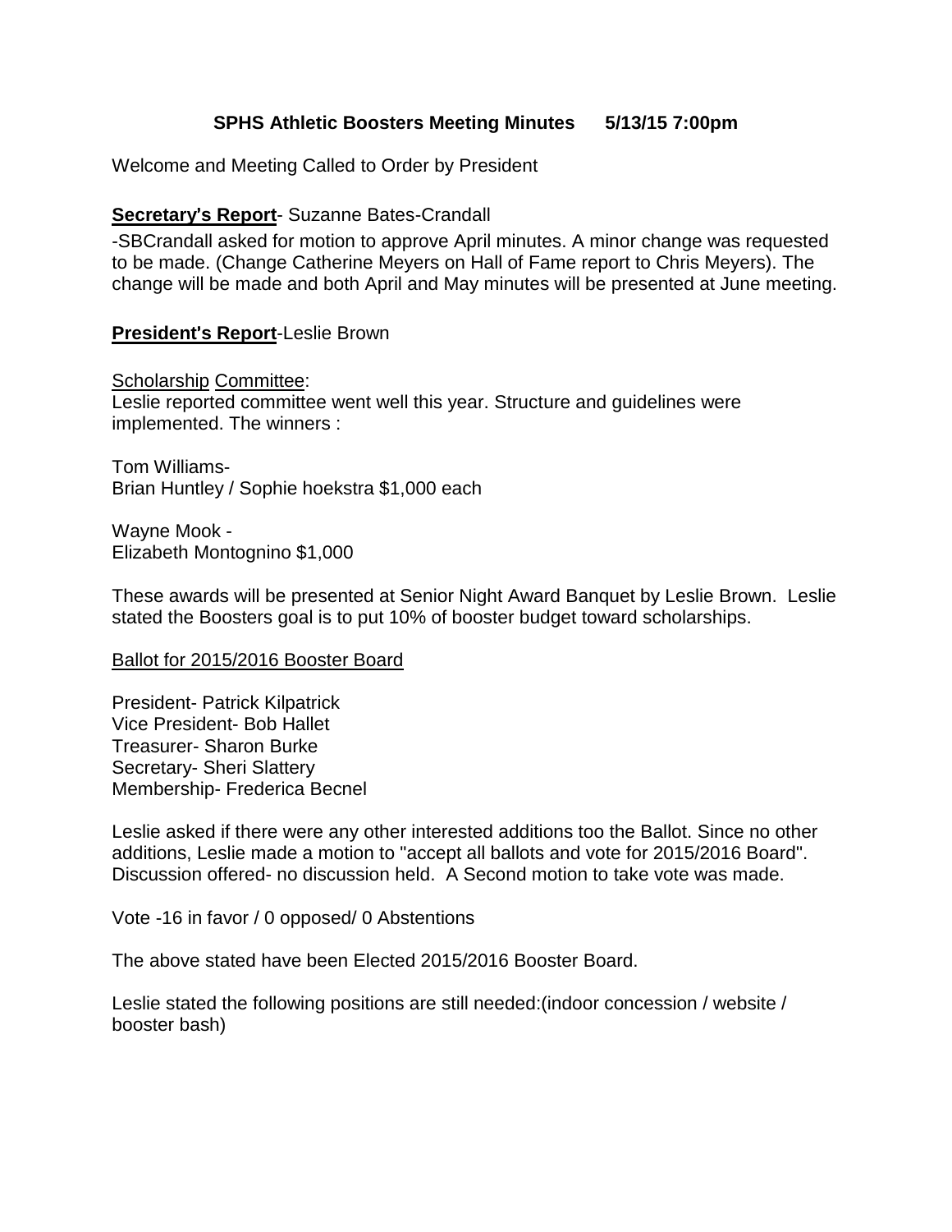## SPHS Athletic Boosters Meeting Minutes 5/13/15 7:00pm

Welcome and Meeting Called to Order by President

**Secretary's Report**- Suzanne Bates-Crandall

-SBCrandall asked for motion to approve April minutes. A minor change was requested to be made. (Change Catherine Meyers on Hall of Fame report to Chris Meyers). The change will be made and both April and May minutes will be presented at June meeting.

**President's Report**-Leslie Brown

Scholarship Committee:
Leslie reported committee went well this year. Structure and guidelines were implemented. The winners :

Tom Williams-
Brian Huntley / Sophie hoekstra $1,000 each

Wayne Mook -
Elizabeth Montognino $1,000

These awards will be presented at Senior Night Award Banquet by Leslie Brown. Leslie stated the Boosters goal is to put 10% of booster budget toward scholarships.

Ballot for 2015/2016 Booster Board

President- Patrick Kilpatrick
Vice President- Bob Hallet
Treasurer- Sharon Burke
Secretary- Sheri Slattery
Membership- Frederica Becnel

Leslie asked if there were any other interested additions too the Ballot. Since no other additions, Leslie made a motion to "accept all ballots and vote for 2015/2016 Board". Discussion offered- no discussion held. A Second motion to take vote was made.

Vote -16 in favor / 0 opposed/ 0 Abstentions

The above stated have been Elected 2015/2016 Booster Board.

Leslie stated the following positions are still needed:(indoor concession / website / booster bash)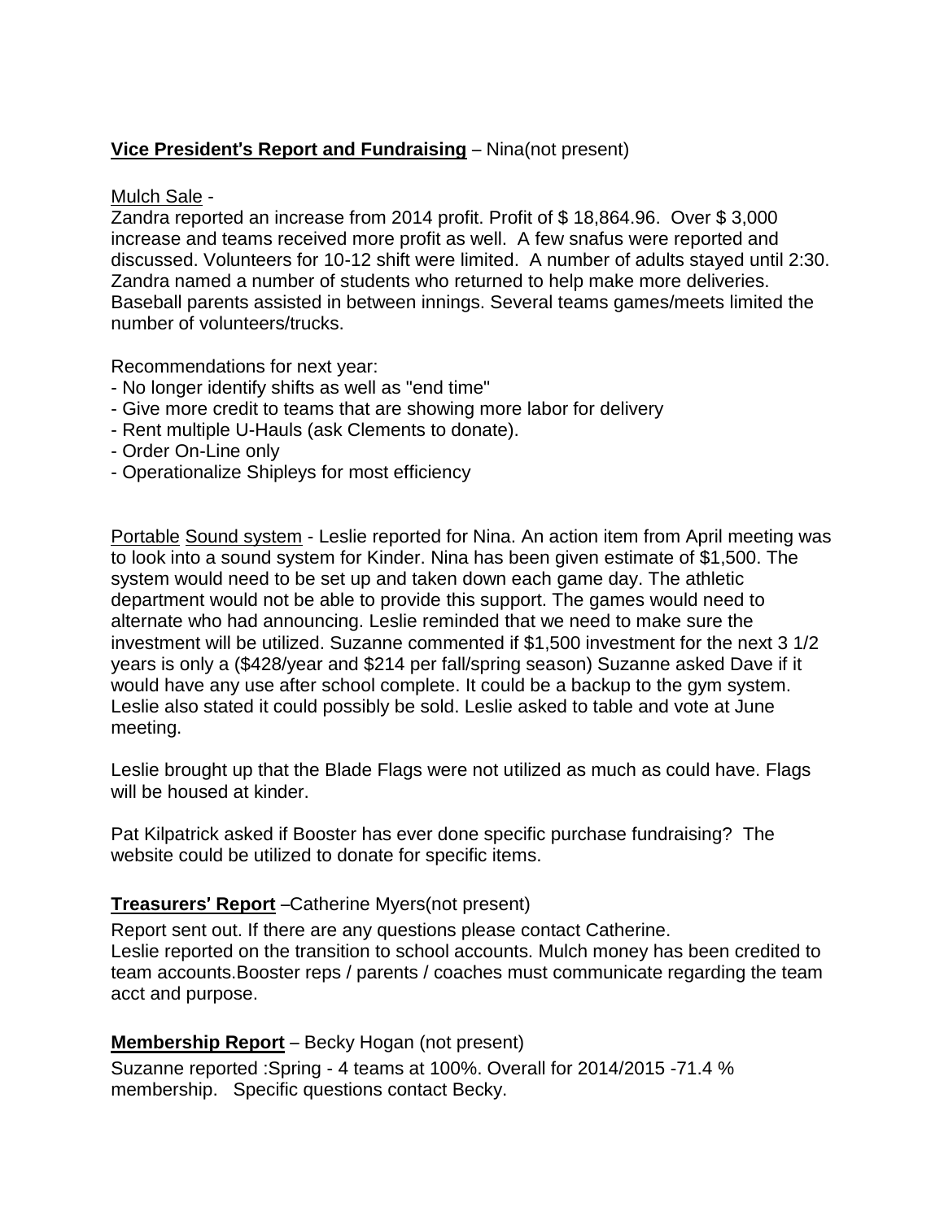**<u>Vice President's Report and Fundraising</u>** – Nina(not present)

<u>Mulch Sale</u> -
Zandra reported an increase from 2014 profit. Profit of $ 18,864.96. Over $ 3,000 increase and teams received more profit as well. A few snafus were reported and discussed. Volunteers for 10-12 shift were limited. A number of adults stayed until 2:30. Zandra named a number of students who returned to help make more deliveries. Baseball parents assisted in between innings. Several teams games/meets limited the number of volunteers/trucks.

Recommendations for next year:
- No longer identify shifts as well as "end time"
- Give more credit to teams that are showing more labor for delivery
- Rent multiple U-Hauls (ask Clements to donate).
- Order On-Line only
- Operationalize Shipleys for most efficiency

<u>Portable</u> <u>Sound system</u> - Leslie reported for Nina. An action item from April meeting was to look into a sound system for Kinder. Nina has been given estimate of $1,500. The system would need to be set up and taken down each game day. The athletic department would not be able to provide this support. The games would need to alternate who had announcing. Leslie reminded that we need to make sure the investment will be utilized. Suzanne commented if $1,500 investment for the next 3 1/2 years is only a ($428/year and $214 per fall/spring season) Suzanne asked Dave if it would have any use after school complete. It could be a backup to the gym system. Leslie also stated it could possibly be sold. Leslie asked to table and vote at June meeting.

Leslie brought up that the Blade Flags were not utilized as much as could have. Flags will be housed at kinder.

Pat Kilpatrick asked if Booster has ever done specific purchase fundraising? The website could be utilized to donate for specific items.

**<u>Treasurers' Report</u>** –Catherine Myers(not present)

Report sent out. If there are any questions please contact Catherine.
Leslie reported on the transition to school accounts. Mulch money has been credited to team accounts.Booster reps / parents / coaches must communicate regarding the team acct and purpose.

**<u>Membership Report</u>** – Becky Hogan (not present)

Suzanne reported :Spring - 4 teams at 100%. Overall for 2014/2015 -71.4 % membership. Specific questions contact Becky.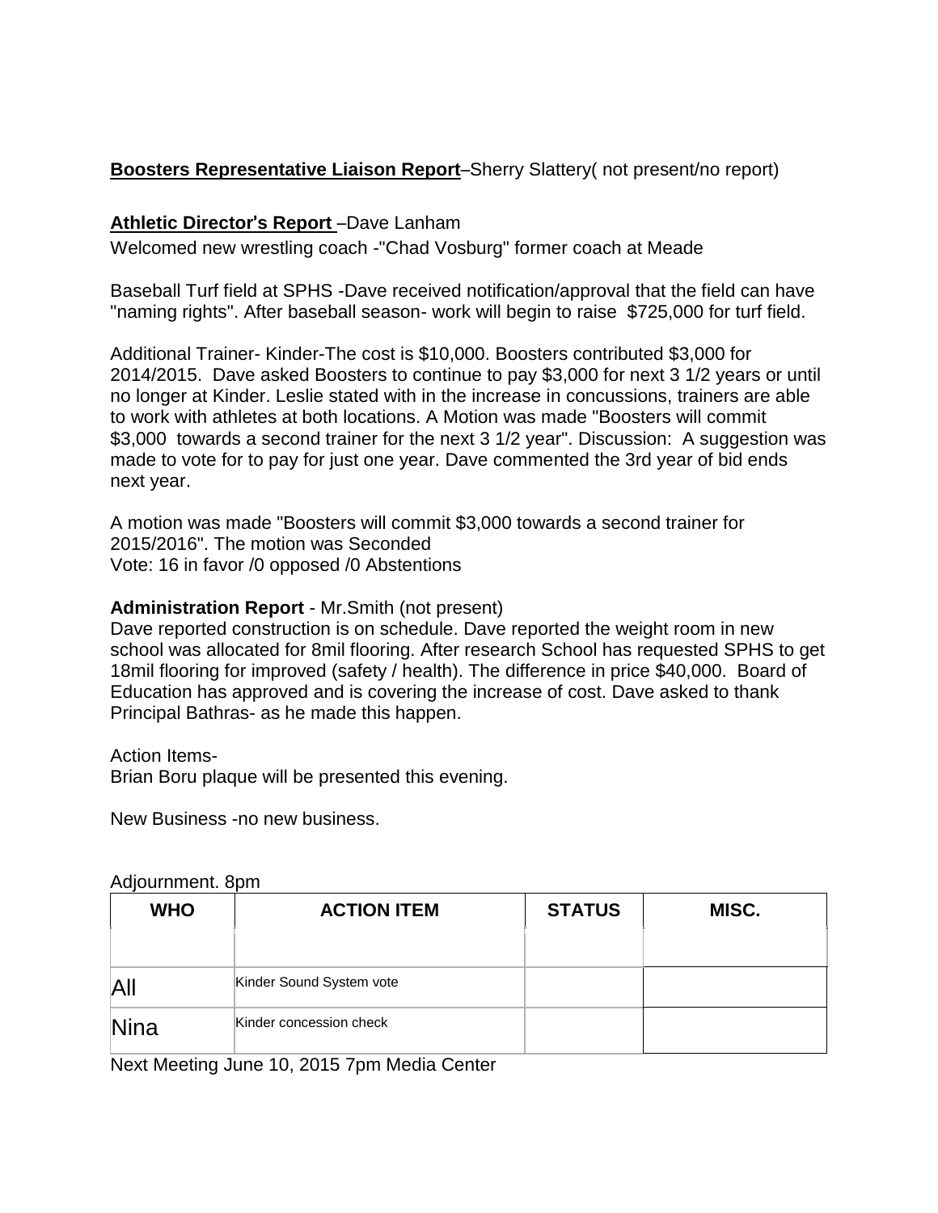**<u>Boosters Representative Liaison Report</u>**–Sherry Slattery( not present/no report)

**<u>Athletic Director's Report</u>** –Dave Lanham

Welcomed new wrestling coach -"Chad Vosburg" former coach at Meade

Baseball Turf field at SPHS -Dave received notification/approval that the field can have "naming rights". After baseball season- work will begin to raise $725,000 for turf field.

Additional Trainer- Kinder-The cost is $10,000. Boosters contributed $3,000 for 2014/2015. Dave asked Boosters to continue to pay $3,000 for next 3 1/2 years or until no longer at Kinder. Leslie stated with in the increase in concussions, trainers are able to work with athletes at both locations. A Motion was made "Boosters will commit $3,000 towards a second trainer for the next 3 1/2 year". Discussion: A suggestion was made to vote for to pay for just one year. Dave commented the 3rd year of bid ends next year.

A motion was made "Boosters will commit $3,000 towards a second trainer for 2015/2016". The motion was Seconded
Vote: 16 in favor /0 opposed /0 Abstentions

**Administration Report** - Mr.Smith (not present)
Dave reported construction is on schedule. Dave reported the weight room in new school was allocated for 8mil flooring. After research School has requested SPHS to get 18mil flooring for improved (safety / health). The difference in price $40,000. Board of Education has approved and is covering the increase of cost. Dave asked to thank Principal Bathras- as he made this happen.

Action Items-
Brian Boru plaque will be presented this evening.

New Business -no new business.

Adjournment. 8pm

| WHO | ACTION ITEM | STATUS | MISC. |
|---|---|---|---|
| | | | |
| All | Kinder Sound System vote | | |
| Nina | Kinder concession check | | |

Next Meeting June 10, 2015 7pm Media Center